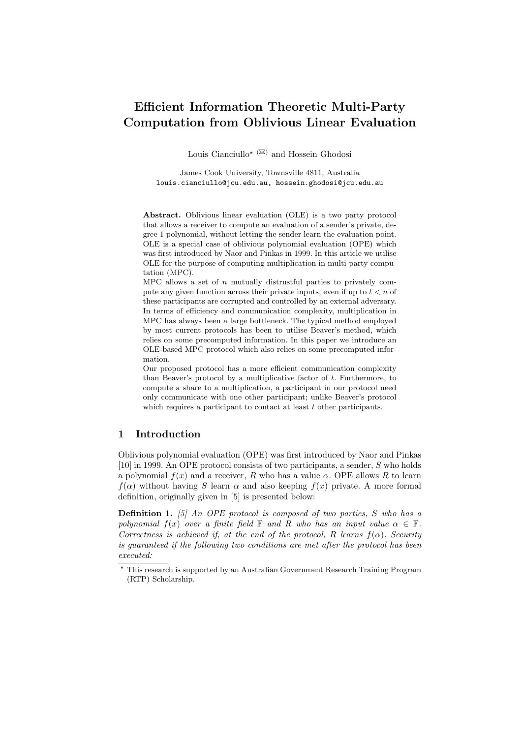# Efficient Information Theoretic Multi-Party Computation from Oblivious Linear Evaluation

Louis Cianciullo* (✉) and Hossein Ghodosi

James Cook University, Townsville 4811, Australia
louis.cianciullo@jcu.edu.au, hossein.ghodosi@jcu.edu.au

**Abstract.** Oblivious linear evaluation (OLE) is a two party protocol that allows a receiver to compute an evaluation of a sender's private, degree 1 polynomial, without letting the sender learn the evaluation point. OLE is a special case of oblivious polynomial evaluation (OPE) which was first introduced by Naor and Pinkas in 1999. In this article we utilise OLE for the purpose of computing multiplication in multi-party computation (MPC).

MPC allows a set of $n$ mutually distrustful parties to privately compute any given function across their private inputs, even if up to $t < n$ of these participants are corrupted and controlled by an external adversary. In terms of efficiency and communication complexity, multiplication in MPC has always been a large bottleneck. The typical method employed by most current protocols has been to utilise Beaver's method, which relies on some precomputed information. In this paper we introduce an OLE-based MPC protocol which also relies on some precomputed information.

Our proposed protocol has a more efficient communication complexity than Beaver's protocol by a multiplicative factor of $t$. Furthermore, to compute a share to a multiplication, a participant in our protocol need only communicate with one other participant; unlike Beaver's protocol which requires a participant to contact at least $t$ other participants.

## 1 Introduction

Oblivious polynomial evaluation (OPE) was first introduced by Naor and Pinkas [10] in 1999. An OPE protocol consists of two participants, a sender, $S$ who holds a polynomial $f(x)$ and a receiver, $R$ who has a value $\alpha$. OPE allows $R$ to learn $f(\alpha)$ without having $S$ learn $\alpha$ and also keeping $f(x)$ private. A more formal definition, originally given in [5] is presented below:

**Definition 1.** *[5] An OPE protocol is composed of two parties, $S$ who has a polynomial $f(x)$ over a finite field $\mathbb{F}$ and $R$ who has an input value $\alpha \in \mathbb{F}$. Correctness is achieved if, at the end of the protocol, $R$ learns $f(\alpha)$. Security is guaranteed if the following two conditions are met after the protocol has been executed:*

---

* This research is supported by an Australian Government Research Training Program (RTP) Scholarship.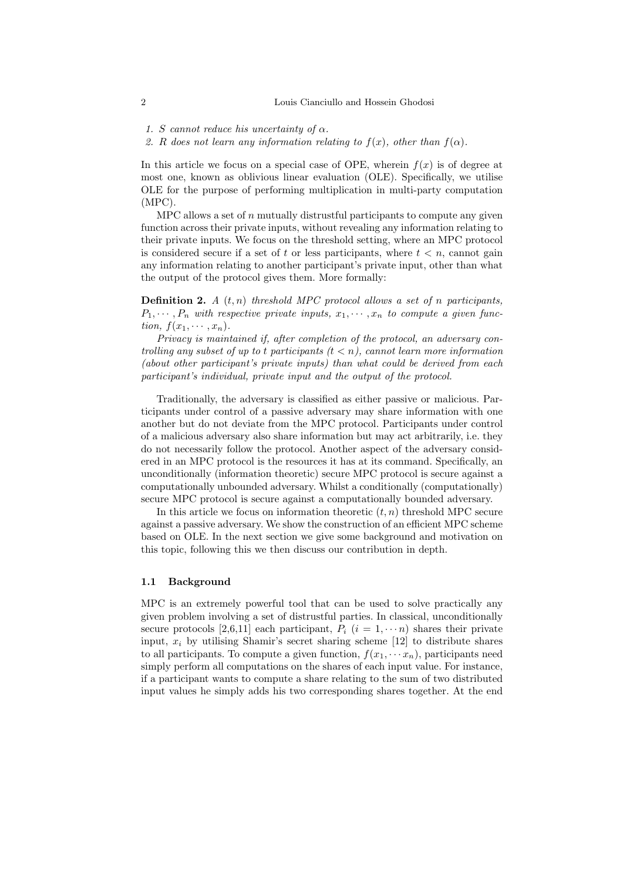1. *$S$ cannot reduce his uncertainty of $\alpha$.*
2. *$R$ does not learn any information relating to $f(x)$, other than $f(\alpha)$.*

In this article we focus on a special case of OPE, wherein $f(x)$ is of degree at most one, known as oblivious linear evaluation (OLE). Specifically, we utilise OLE for the purpose of performing multiplication in multi-party computation (MPC).

MPC allows a set of $n$ mutually distrustful participants to compute any given function across their private inputs, without revealing any information relating to their private inputs. We focus on the threshold setting, where an MPC protocol is considered secure if a set of $t$ or less participants, where $t < n$, cannot gain any information relating to another participant's private input, other than what the output of the protocol gives them. More formally:

**Definition 2.** *A $(t, n)$ threshold MPC protocol allows a set of $n$ participants, $P_1, \cdots, P_n$ with respective private inputs, $x_1, \cdots, x_n$ to compute a given function, $f(x_1, \cdots, x_n)$.*

*Privacy is maintained if, after completion of the protocol, an adversary controlling any subset of up to $t$ participants ($t < n$), cannot learn more information (about other participant's private inputs) than what could be derived from each participant's individual, private input and the output of the protocol.*

Traditionally, the adversary is classified as either passive or malicious. Participants under control of a passive adversary may share information with one another but do not deviate from the MPC protocol. Participants under control of a malicious adversary also share information but may act arbitrarily, i.e. they do not necessarily follow the protocol. Another aspect of the adversary considered in an MPC protocol is the resources it has at its command. Specifically, an unconditionally (information theoretic) secure MPC protocol is secure against a computationally unbounded adversary. Whilst a conditionally (computationally) secure MPC protocol is secure against a computationally bounded adversary.

In this article we focus on information theoretic $(t, n)$ threshold MPC secure against a passive adversary. We show the construction of an efficient MPC scheme based on OLE. In the next section we give some background and motivation on this topic, following this we then discuss our contribution in depth.

### 1.1 Background

MPC is an extremely powerful tool that can be used to solve practically any given problem involving a set of distrustful parties. In classical, unconditionally secure protocols [2,6,11] each participant, $P_i$ ($i = 1, \cdots n$) shares their private input, $x_i$ by utilising Shamir's secret sharing scheme [12] to distribute shares to all participants. To compute a given function, $f(x_1, \cdots x_n)$, participants need simply perform all computations on the shares of each input value. For instance, if a participant wants to compute a share relating to the sum of two distributed input values he simply adds his two corresponding shares together. At the end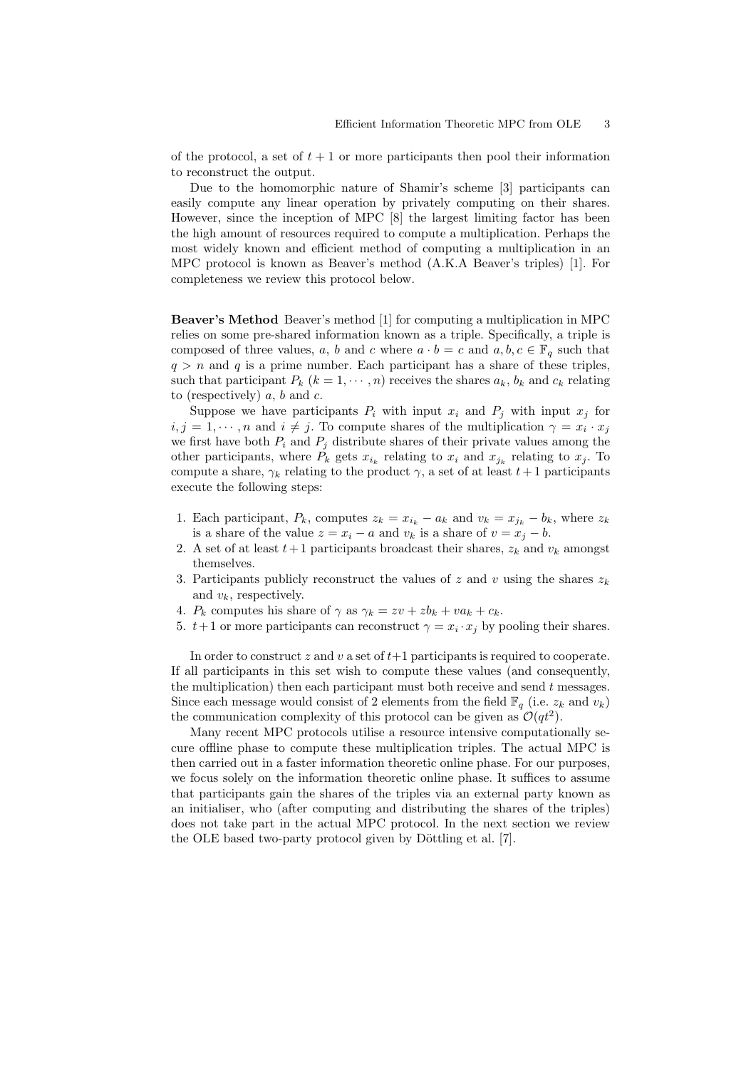of the protocol, a set of $t+1$ or more participants then pool their information to reconstruct the output.

Due to the homomorphic nature of Shamir's scheme [3] participants can easily compute any linear operation by privately computing on their shares. However, since the inception of MPC [8] the largest limiting factor has been the high amount of resources required to compute a multiplication. Perhaps the most widely known and efficient method of computing a multiplication in an MPC protocol is known as Beaver's method (A.K.A Beaver's triples) [1]. For completeness we review this protocol below.

**Beaver's Method** Beaver's method [1] for computing a multiplication in MPC relies on some pre-shared information known as a triple. Specifically, a triple is composed of three values, $a$, $b$ and $c$ where $a \cdot b = c$ and $a, b, c \in \mathbb{F}_q$ such that $q > n$ and $q$ is a prime number. Each participant has a share of these triples, such that participant $P_k$ ($k = 1, \cdots, n$) receives the shares $a_k$, $b_k$ and $c_k$ relating to (respectively) $a$, $b$ and $c$.

Suppose we have participants $P_i$ with input $x_i$ and $P_j$ with input $x_j$ for $i, j = 1, \cdots, n$ and $i \neq j$. To compute shares of the multiplication $\gamma = x_i \cdot x_j$ we first have both $P_i$ and $P_j$ distribute shares of their private values among the other participants, where $P_k$ gets $x_{i_k}$ relating to $x_i$ and $x_{j_k}$ relating to $x_j$. To compute a share, $\gamma_k$ relating to the product $\gamma$, a set of at least $t+1$ participants execute the following steps:

1. Each participant, $P_k$, computes $z_k = x_{i_k} - a_k$ and $v_k = x_{j_k} - b_k$, where $z_k$ is a share of the value $z = x_i - a$ and $v_k$ is a share of $v = x_j - b$.
2. A set of at least $t+1$ participants broadcast their shares, $z_k$ and $v_k$ amongst themselves.
3. Participants publicly reconstruct the values of $z$ and $v$ using the shares $z_k$ and $v_k$, respectively.
4. $P_k$ computes his share of $\gamma$ as $\gamma_k = zv + zb_k + va_k + c_k$.
5. $t+1$ or more participants can reconstruct $\gamma = x_i \cdot x_j$ by pooling their shares.

In order to construct $z$ and $v$ a set of $t+1$ participants is required to cooperate. If all participants in this set wish to compute these values (and consequently, the multiplication) then each participant must both receive and send $t$ messages. Since each message would consist of 2 elements from the field $\mathbb{F}_q$ (i.e. $z_k$ and $v_k$) the communication complexity of this protocol can be given as $\mathcal{O}(qt^2)$.

Many recent MPC protocols utilise a resource intensive computationally secure offline phase to compute these multiplication triples. The actual MPC is then carried out in a faster information theoretic online phase. For our purposes, we focus solely on the information theoretic online phase. It suffices to assume that participants gain the shares of the triples via an external party known as an initialiser, who (after computing and distributing the shares of the triples) does not take part in the actual MPC protocol. In the next section we review the OLE based two-party protocol given by Döttling et al. [7].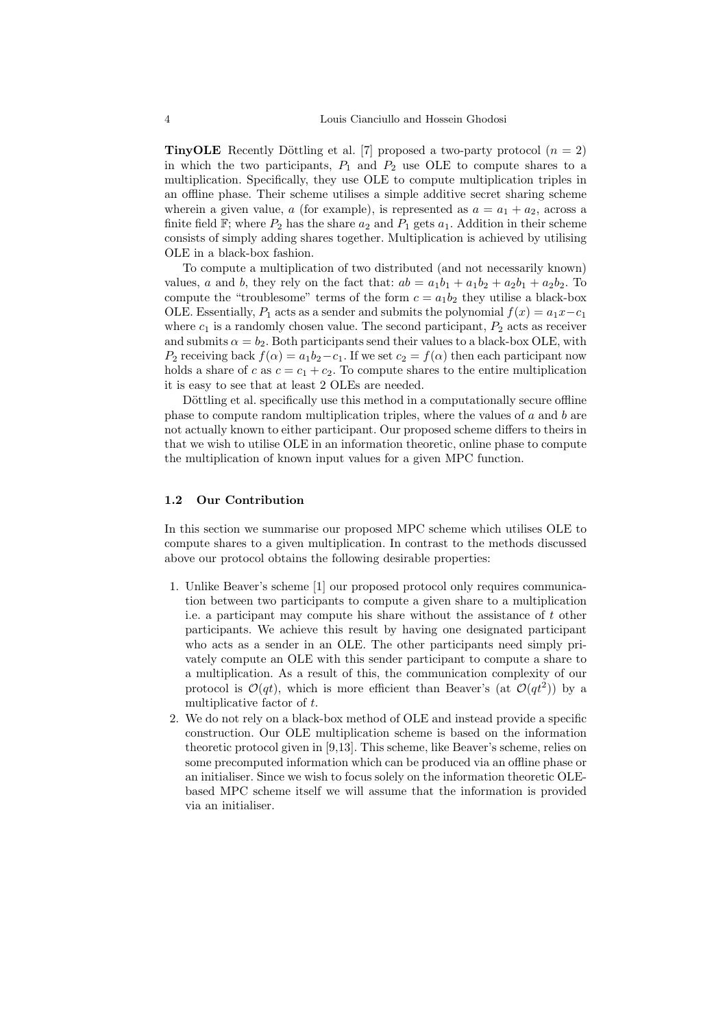**TinyOLE** Recently Döttling et al. [7] proposed a two-party protocol ($n = 2$) in which the two participants, $P_1$ and $P_2$ use OLE to compute shares to a multiplication. Specifically, they use OLE to compute multiplication triples in an offline phase. Their scheme utilises a simple additive secret sharing scheme wherein a given value, $a$ (for example), is represented as $a = a_1 + a_2$, across a finite field $\mathbb{F}$; where $P_2$ has the share $a_2$ and $P_1$ gets $a_1$. Addition in their scheme consists of simply adding shares together. Multiplication is achieved by utilising OLE in a black-box fashion.

To compute a multiplication of two distributed (and not necessarily known) values, $a$ and $b$, they rely on the fact that: $ab = a_1b_1 + a_1b_2 + a_2b_1 + a_2b_2$. To compute the "troublesome" terms of the form $c = a_1b_2$ they utilise a black-box OLE. Essentially, $P_1$ acts as a sender and submits the polynomial $f(x) = a_1x - c_1$ where $c_1$ is a randomly chosen value. The second participant, $P_2$ acts as receiver and submits $\alpha = b_2$. Both participants send their values to a black-box OLE, with $P_2$ receiving back $f(\alpha) = a_1b_2 - c_1$. If we set $c_2 = f(\alpha)$ then each participant now holds a share of $c$ as $c = c_1 + c_2$. To compute shares to the entire multiplication it is easy to see that at least 2 OLEs are needed.

Döttling et al. specifically use this method in a computationally secure offline phase to compute random multiplication triples, where the values of $a$ and $b$ are not actually known to either participant. Our proposed scheme differs to theirs in that we wish to utilise OLE in an information theoretic, online phase to compute the multiplication of known input values for a given MPC function.

### 1.2 Our Contribution

In this section we summarise our proposed MPC scheme which utilises OLE to compute shares to a given multiplication. In contrast to the methods discussed above our protocol obtains the following desirable properties:

1. Unlike Beaver's scheme [1] our proposed protocol only requires communication between two participants to compute a given share to a multiplication i.e. a participant may compute his share without the assistance of $t$ other participants. We achieve this result by having one designated participant who acts as a sender in an OLE. The other participants need simply privately compute an OLE with this sender participant to compute a share to a multiplication. As a result of this, the communication complexity of our protocol is $\mathcal{O}(qt)$, which is more efficient than Beaver's (at $\mathcal{O}(qt^2)$) by a multiplicative factor of $t$.
2. We do not rely on a black-box method of OLE and instead provide a specific construction. Our OLE multiplication scheme is based on the information theoretic protocol given in [9,13]. This scheme, like Beaver's scheme, relies on some precomputed information which can be produced via an offline phase or an initialiser. Since we wish to focus solely on the information theoretic OLE-based MPC scheme itself we will assume that the information is provided via an initialiser.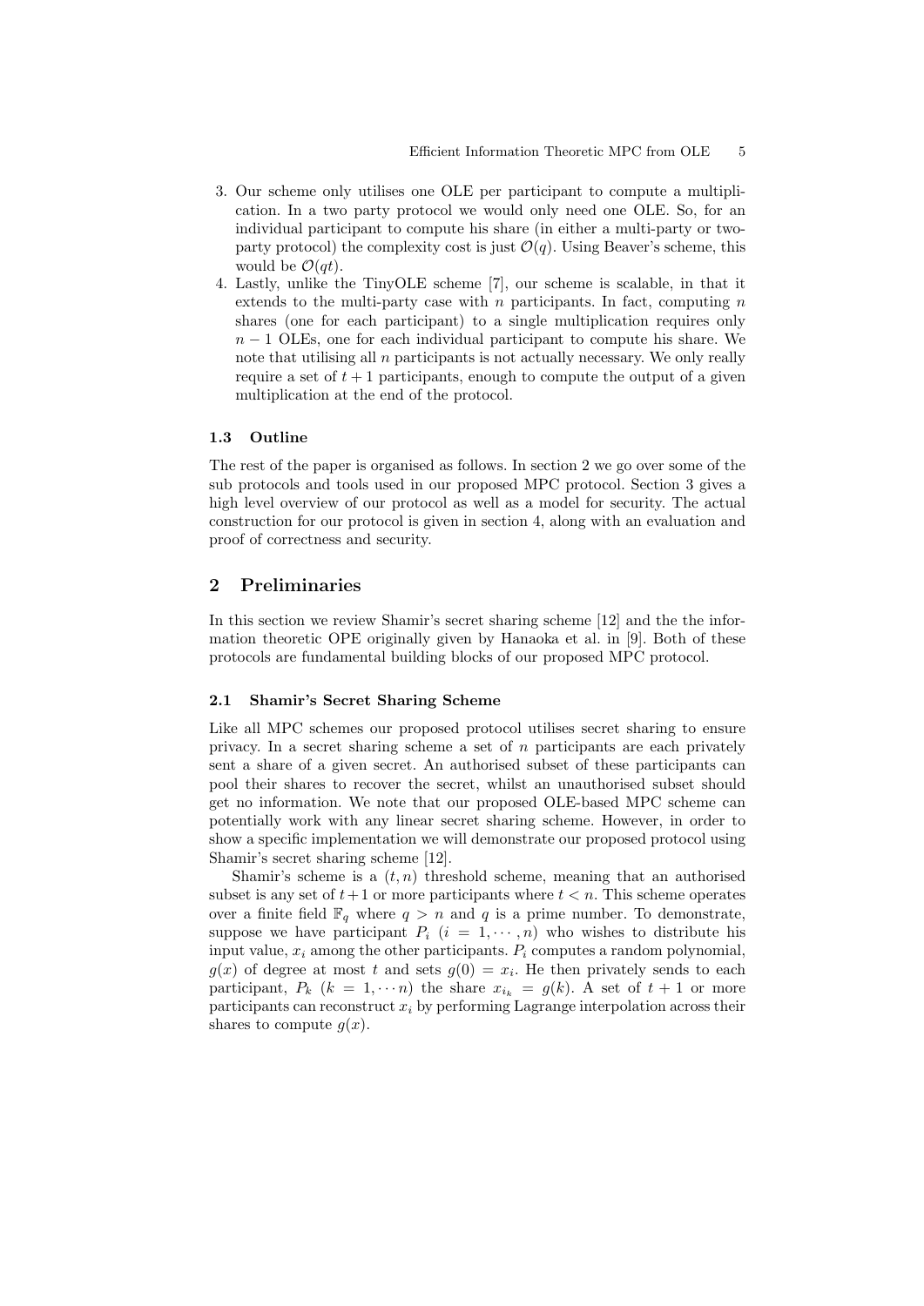3. Our scheme only utilises one OLE per participant to compute a multiplication. In a two party protocol we would only need one OLE. So, for an individual participant to compute his share (in either a multi-party or two-party protocol) the complexity cost is just $\mathcal{O}(q)$. Using Beaver's scheme, this would be $\mathcal{O}(qt)$.
4. Lastly, unlike the TinyOLE scheme [7], our scheme is scalable, in that it extends to the multi-party case with $n$ participants. In fact, computing $n$ shares (one for each participant) to a single multiplication requires only $n-1$ OLEs, one for each individual participant to compute his share. We note that utilising all $n$ participants is not actually necessary. We only really require a set of $t+1$ participants, enough to compute the output of a given multiplication at the end of the protocol.

### 1.3 Outline

The rest of the paper is organised as follows. In section 2 we go over some of the sub protocols and tools used in our proposed MPC protocol. Section 3 gives a high level overview of our protocol as well as a model for security. The actual construction for our protocol is given in section 4, along with an evaluation and proof of correctness and security.

## 2 Preliminaries

In this section we review Shamir's secret sharing scheme [12] and the the information theoretic OPE originally given by Hanaoka et al. in [9]. Both of these protocols are fundamental building blocks of our proposed MPC protocol.

### 2.1 Shamir's Secret Sharing Scheme

Like all MPC schemes our proposed protocol utilises secret sharing to ensure privacy. In a secret sharing scheme a set of $n$ participants are each privately sent a share of a given secret. An authorised subset of these participants can pool their shares to recover the secret, whilst an unauthorised subset should get no information. We note that our proposed OLE-based MPC scheme can potentially work with any linear secret sharing scheme. However, in order to show a specific implementation we will demonstrate our proposed protocol using Shamir's secret sharing scheme [12].

Shamir's scheme is a $(t, n)$ threshold scheme, meaning that an authorised subset is any set of $t+1$ or more participants where $t < n$. This scheme operates over a finite field $\mathbb{F}_q$ where $q > n$ and $q$ is a prime number. To demonstrate, suppose we have participant $P_i$ $(i = 1, \cdots, n)$ who wishes to distribute his input value, $x_i$ among the other participants. $P_i$ computes a random polynomial, $g(x)$ of degree at most $t$ and sets $g(0) = x_i$. He then privately sends to each participant, $P_k$ $(k = 1, \cdots n)$ the share $x_{i_k} = g(k)$. A set of $t+1$ or more participants can reconstruct $x_i$ by performing Lagrange interpolation across their shares to compute $g(x)$.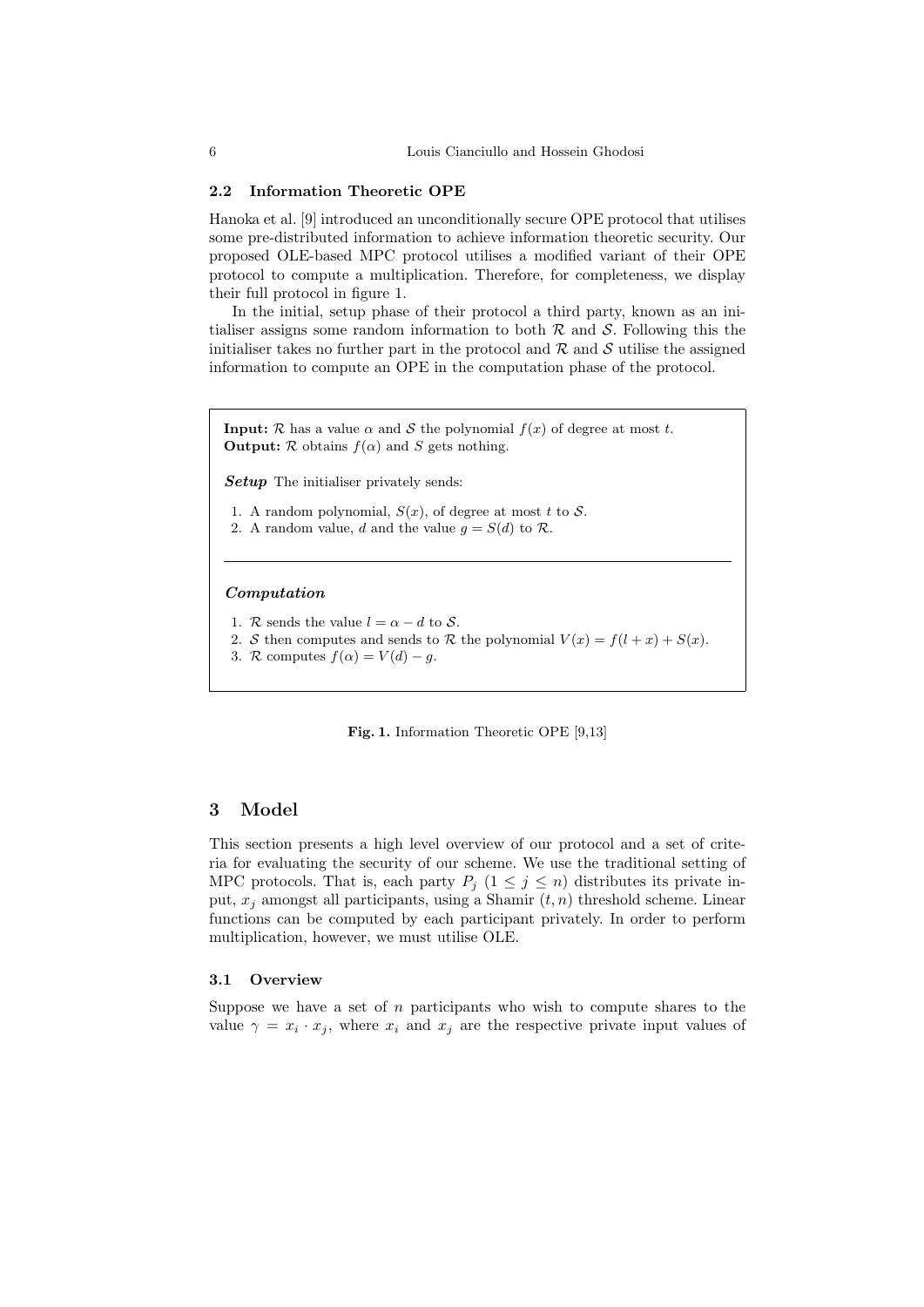### 2.2 Information Theoretic OPE

Hanoka et al. [9] introduced an unconditionally secure OPE protocol that utilises some pre-distributed information to achieve information theoretic security. Our proposed OLE-based MPC protocol utilises a modified variant of their OPE protocol to compute a multiplication. Therefore, for completeness, we display their full protocol in figure 1.

In the initial, setup phase of their protocol a third party, known as an initialiser assigns some random information to both $\mathcal{R}$ and $\mathcal{S}$. Following this the initialiser takes no further part in the protocol and $\mathcal{R}$ and $\mathcal{S}$ utilise the assigned information to compute an OPE in the computation phase of the protocol.

**Input:** $\mathcal{R}$ has a value $\alpha$ and $\mathcal{S}$ the polynomial $f(x)$ of degree at most $t$.
**Output:** $\mathcal{R}$ obtains $f(\alpha)$ and $S$ gets nothing.

***Setup*** The initialiser privately sends:

1. A random polynomial, $S(x)$, of degree at most $t$ to $\mathcal{S}$.
2. A random value, $d$ and the value $g = S(d)$ to $\mathcal{R}$.

---

***Computation***

1. $\mathcal{R}$ sends the value $l = \alpha - d$ to $\mathcal{S}$.
2. $\mathcal{S}$ then computes and sends to $\mathcal{R}$ the polynomial $V(x) = f(l + x) + S(x)$.
3. $\mathcal{R}$ computes $f(\alpha) = V(d) - g$.

**Fig. 1.** Information Theoretic OPE [9,13]

## 3 Model

This section presents a high level overview of our protocol and a set of criteria for evaluating the security of our scheme. We use the traditional setting of MPC protocols. That is, each party $P_j$ $(1 \leq j \leq n)$ distributes its private input, $x_j$ amongst all participants, using a Shamir $(t, n)$ threshold scheme. Linear functions can be computed by each participant privately. In order to perform multiplication, however, we must utilise OLE.

### 3.1 Overview

Suppose we have a set of $n$ participants who wish to compute shares to the value $\gamma = x_i \cdot x_j$, where $x_i$ and $x_j$ are the respective private input values of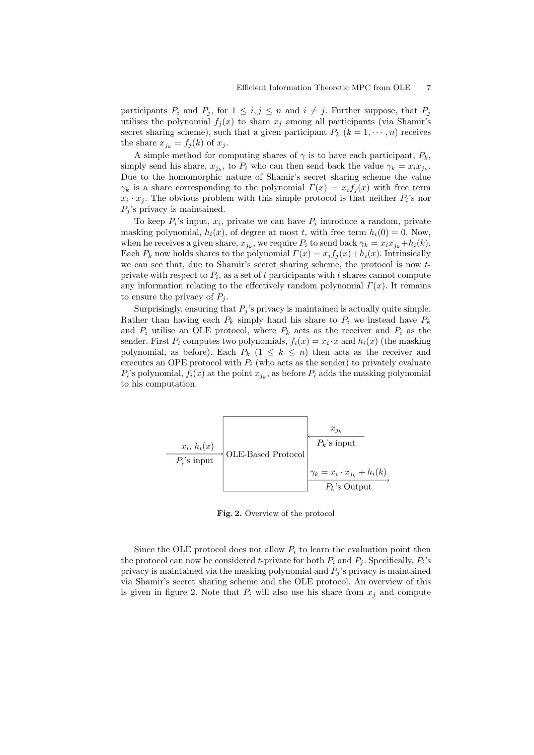participants $P_i$ and $P_j$, for $1 \leq i, j \leq n$ and $i \neq j$. Further suppose, that $P_j$ utilises the polynomial $f_j(x)$ to share $x_j$ among all participants (via Shamir's secret sharing scheme), such that a given participant $P_k$ $(k = 1, \cdots, n)$ receives the share $x_{j_k} = f_j(k)$ of $x_j$.

A simple method for computing shares of $\gamma$ is to have each participant, $P_k$, simply send his share, $x_{j_k}$, to $P_i$ who can then send back the value $\gamma_k = x_i x_{j_k}$. Due to the homomorphic nature of Shamir's secret sharing scheme the value $\gamma_k$ is a share corresponding to the polynomial $\Gamma(x) = x_i f_j(x)$ with free term $x_i \cdot x_j$. The obvious problem with this simple protocol is that neither $P_i$'s nor $P_j$'s privacy is maintained.

To keep $P_i$'s input, $x_i$, private we can have $P_i$ introduce a random, private masking polynomial, $h_i(x)$, of degree at most $t$, with free term $h_i(0) = 0$. Now, when he receives a given share, $x_{j_k}$, we require $P_i$ to send back $\gamma_k = x_i x_{j_k} + h_i(k)$. Each $P_k$ now holds shares to the polynomial $\Gamma(x) = x_i f_j(x) + h_i(x)$. Intrinsically we can see that, due to Shamir's secret sharing scheme, the protocol is now $t$-private with respect to $P_i$, as a set of $t$ participants with $t$ shares cannot compute any information relating to the effectively random polynomial $\Gamma(x)$. It remains to ensure the privacy of $P_j$.

Surprisingly, ensuring that $P_j$'s privacy is maintained is actually quite simple. Rather than having each $P_k$ simply hand his share to $P_i$ we instead have $P_k$ and $P_i$ utilise an OLE protocol, where $P_k$ acts as the receiver and $P_i$ as the sender. First $P_i$ computes two polynomials, $f_i(x) = x_i \cdot x$ and $h_i(x)$ (the masking polynomial, as before). Each $P_k$ $(1 \leq k \leq n)$ then acts as the receiver and executes an OPE protocol with $P_i$ (who acts as the sender) to privately evaluate $P_i$'s polynomial, $f_i(x)$ at the point $x_{j_k}$, as before $P_i$ adds the masking polynomial to his computation.

$x_i$, $h_i(x)$ — $P_i$'s input → OLE-Based Protocol ← $x_{j_k}$ — $P_k$'s input

OLE-Based Protocol → $\gamma_k = x_i \cdot x_{j_k} + h_i(k)$ — $P_k$'s Output

**Fig. 2.** Overview of the protocol

Since the OLE protocol does not allow $P_i$ to learn the evaluation point then the protocol can now be considered $t$-private for both $P_i$ and $P_j$. Specifically, $P_i$'s privacy is maintained via the masking polynomial and $P_j$'s privacy is maintained via Shamir's secret sharing scheme and the OLE protocol. An overview of this is given in figure 2. Note that $P_i$ will also use his share from $x_j$ and compute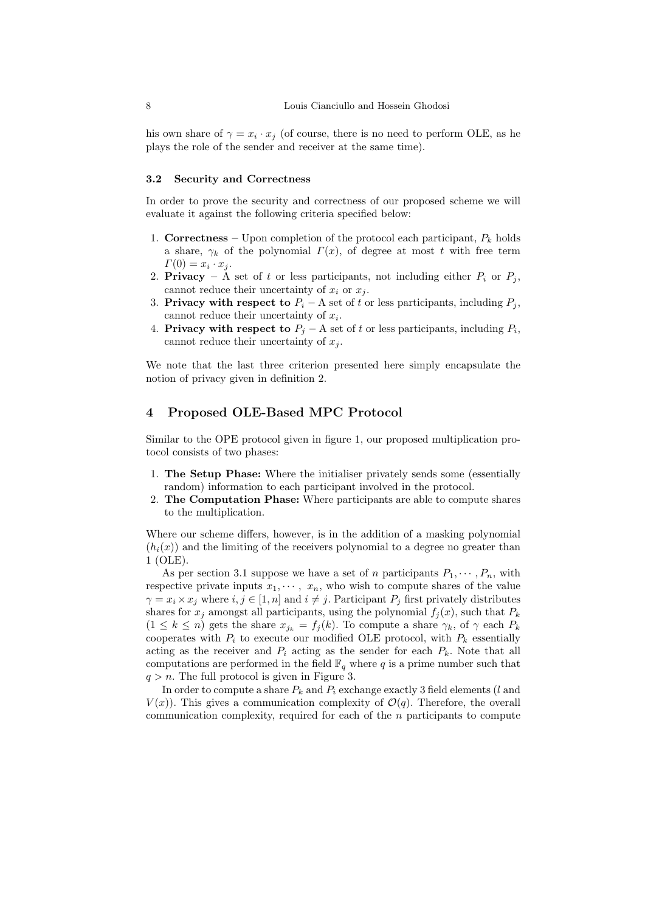his own share of $\gamma = x_i \cdot x_j$ (of course, there is no need to perform OLE, as he plays the role of the sender and receiver at the same time).

### 3.2 Security and Correctness

In order to prove the security and correctness of our proposed scheme we will evaluate it against the following criteria specified below:

1. **Correctness** – Upon completion of the protocol each participant, $P_k$ holds a share, $\gamma_k$ of the polynomial $\Gamma(x)$, of degree at most $t$ with free term $\Gamma(0) = x_i \cdot x_j$.
2. **Privacy** – A set of $t$ or less participants, not including either $P_i$ or $P_j$, cannot reduce their uncertainty of $x_i$ or $x_j$.
3. **Privacy with respect to** $P_i$ – A set of $t$ or less participants, including $P_j$, cannot reduce their uncertainty of $x_i$.
4. **Privacy with respect to** $P_j$ – A set of $t$ or less participants, including $P_i$, cannot reduce their uncertainty of $x_j$.

We note that the last three criterion presented here simply encapsulate the notion of privacy given in definition 2.

## 4 Proposed OLE-Based MPC Protocol

Similar to the OPE protocol given in figure 1, our proposed multiplication protocol consists of two phases:

1. **The Setup Phase:** Where the initialiser privately sends some (essentially random) information to each participant involved in the protocol.
2. **The Computation Phase:** Where participants are able to compute shares to the multiplication.

Where our scheme differs, however, is in the addition of a masking polynomial ($h_i(x)$) and the limiting of the receivers polynomial to a degree no greater than 1 (OLE).

As per section 3.1 suppose we have a set of $n$ participants $P_1, \cdots, P_n$, with respective private inputs $x_1, \cdots,\ x_n$, who wish to compute shares of the value $\gamma = x_i \times x_j$ where $i, j \in [1, n]$ and $i \neq j$. Participant $P_j$ first privately distributes shares for $x_j$ amongst all participants, using the polynomial $f_j(x)$, such that $P_k$ ($1 \leq k \leq n$) gets the share $x_{j_k} = f_j(k)$. To compute a share $\gamma_k$, of $\gamma$ each $P_k$ cooperates with $P_i$ to execute our modified OLE protocol, with $P_k$ essentially acting as the receiver and $P_i$ acting as the sender for each $P_k$. Note that all computations are performed in the field $\mathbb{F}_q$ where $q$ is a prime number such that $q > n$. The full protocol is given in Figure 3.

In order to compute a share $P_k$ and $P_i$ exchange exactly 3 field elements ($l$ and $V(x)$). This gives a communication complexity of $\mathcal{O}(q)$. Therefore, the overall communication complexity, required for each of the $n$ participants to compute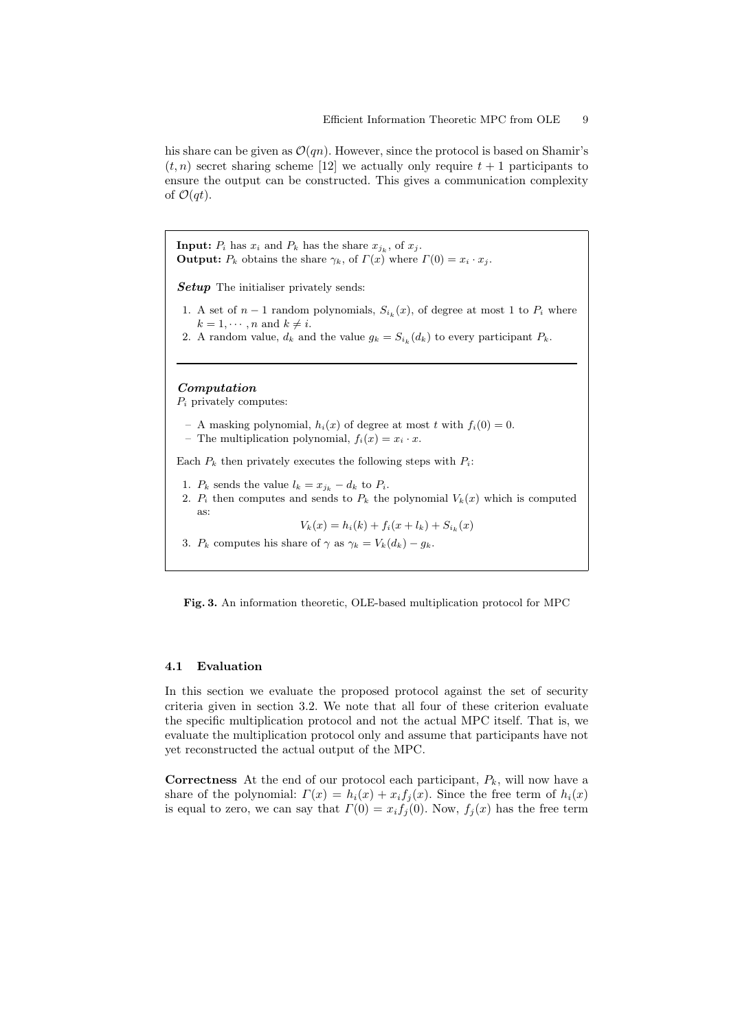his share can be given as $\mathcal{O}(qn)$. However, since the protocol is based on Shamir's $(t, n)$ secret sharing scheme [12] we actually only require $t+1$ participants to ensure the output can be constructed. This gives a communication complexity of $\mathcal{O}(qt)$.

**Input:** $P_i$ has $x_i$ and $P_k$ has the share $x_{j_k}$, of $x_j$.
**Output:** $P_k$ obtains the share $\gamma_k$, of $\Gamma(x)$ where $\Gamma(0) = x_i \cdot x_j$.

***Setup*** The initialiser privately sends:

1. A set of $n-1$ random polynomials, $S_{i_k}(x)$, of degree at most 1 to $P_i$ where $k = 1, \cdots, n$ and $k \neq i$.
2. A random value, $d_k$ and the value $g_k = S_{i_k}(d_k)$ to every participant $P_k$.

---

***Computation***
$P_i$ privately computes:

– A masking polynomial, $h_i(x)$ of degree at most $t$ with $f_i(0) = 0$.
– The multiplication polynomial, $f_i(x) = x_i \cdot x$.

Each $P_k$ then privately executes the following steps with $P_i$:

1. $P_k$ sends the value $l_k = x_{j_k} - d_k$ to $P_i$.
2. $P_i$ then computes and sends to $P_k$ the polynomial $V_k(x)$ which is computed as:

$$V_k(x) = h_i(k) + f_i(x + l_k) + S_{i_k}(x)$$

3. $P_k$ computes his share of $\gamma$ as $\gamma_k = V_k(d_k) - g_k$.

**Fig. 3.** An information theoretic, OLE-based multiplication protocol for MPC

### 4.1 Evaluation

In this section we evaluate the proposed protocol against the set of security criteria given in section 3.2. We note that all four of these criterion evaluate the specific multiplication protocol and not the actual MPC itself. That is, we evaluate the multiplication protocol only and assume that participants have not yet reconstructed the actual output of the MPC.

**Correctness** At the end of our protocol each participant, $P_k$, will now have a share of the polynomial: $\Gamma(x) = h_i(x) + x_i f_j(x)$. Since the free term of $h_i(x)$ is equal to zero, we can say that $\Gamma(0) = x_i f_j(0)$. Now, $f_j(x)$ has the free term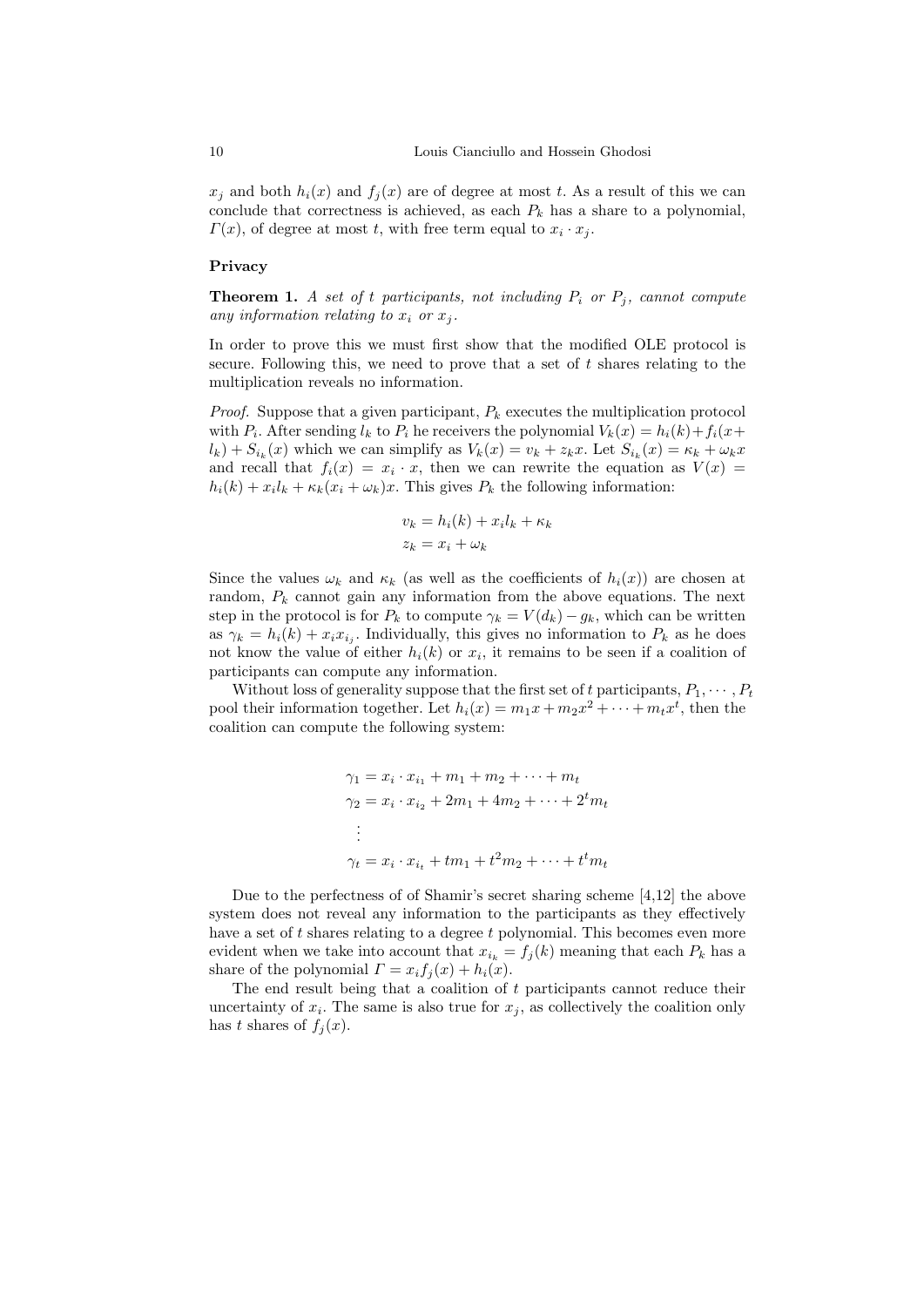$x_j$ and both $h_i(x)$ and $f_j(x)$ are of degree at most $t$. As a result of this we can conclude that correctness is achieved, as each $P_k$ has a share to a polynomial, $\Gamma(x)$, of degree at most $t$, with free term equal to $x_i \cdot x_j$.

### Privacy

**Theorem 1.** *A set of $t$ participants, not including $P_i$ or $P_j$, cannot compute any information relating to $x_i$ or $x_j$.*

In order to prove this we must first show that the modified OLE protocol is secure. Following this, we need to prove that a set of $t$ shares relating to the multiplication reveals no information.

*Proof.* Suppose that a given participant, $P_k$ executes the multiplication protocol with $P_i$. After sending $l_k$ to $P_i$ he receivers the polynomial $V_k(x) = h_i(k) + f_i(x + l_k) + S_{i_k}(x)$ which we can simplify as $V_k(x) = v_k + z_k x$. Let $S_{i_k}(x) = \kappa_k + \omega_k x$ and recall that $f_i(x) = x_i \cdot x$, then we can rewrite the equation as $V(x) = h_i(k) + x_i l_k + \kappa_k (x_i + \omega_k)x$. This gives $P_k$ the following information:

$$v_k = h_i(k) + x_i l_k + \kappa_k$$
$$z_k = x_i + \omega_k$$

Since the values $\omega_k$ and $\kappa_k$ (as well as the coefficients of $h_i(x)$) are chosen at random, $P_k$ cannot gain any information from the above equations. The next step in the protocol is for $P_k$ to compute $\gamma_k = V(d_k) - g_k$, which can be written as $\gamma_k = h_i(k) + x_i x_{i_j}$. Individually, this gives no information to $P_k$ as he does not know the value of either $h_i(k)$ or $x_i$, it remains to be seen if a coalition of participants can compute any information.

Without loss of generality suppose that the first set of $t$ participants, $P_1, \cdots, P_t$ pool their information together. Let $h_i(x) = m_1 x + m_2 x^2 + \cdots + m_t x^t$, then the coalition can compute the following system:

$$\begin{aligned}
\gamma_1 &= x_i \cdot x_{i_1} + m_1 + m_2 + \cdots + m_t \\
\gamma_2 &= x_i \cdot x_{i_2} + 2m_1 + 4m_2 + \cdots + 2^t m_t \\
&\vdots \\
\gamma_t &= x_i \cdot x_{i_t} + t m_1 + t^2 m_2 + \cdots + t^t m_t
\end{aligned}$$

Due to the perfectness of of Shamir's secret sharing scheme [4,12] the above system does not reveal any information to the participants as they effectively have a set of $t$ shares relating to a degree $t$ polynomial. This becomes even more evident when we take into account that $x_{i_k} = f_j(k)$ meaning that each $P_k$ has a share of the polynomial $\Gamma = x_i f_j(x) + h_i(x)$.

The end result being that a coalition of $t$ participants cannot reduce their uncertainty of $x_i$. The same is also true for $x_j$, as collectively the coalition only has $t$ shares of $f_j(x)$.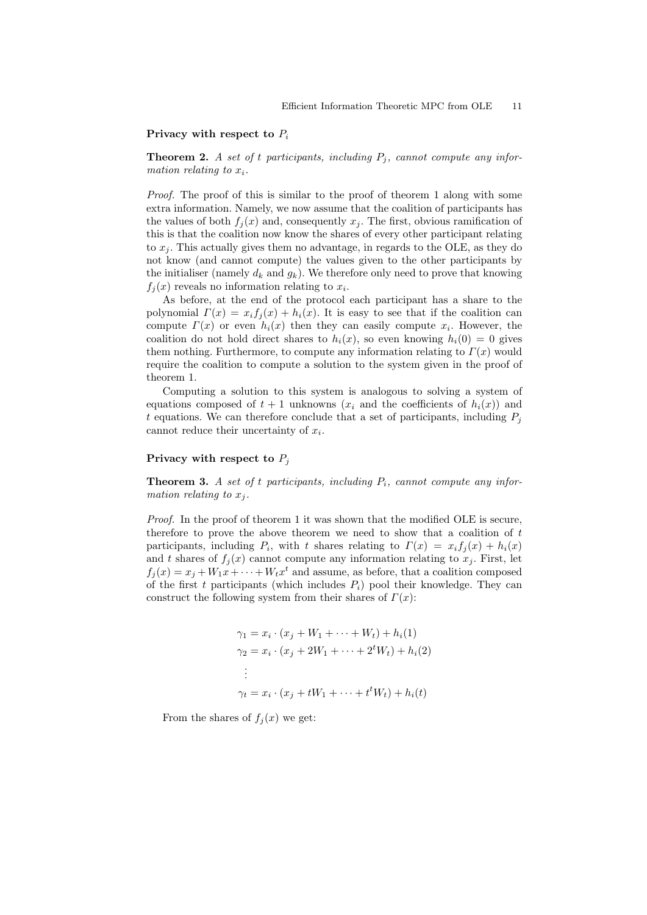**Privacy with respect to $P_i$**

**Theorem 2.** *A set of $t$ participants, including $P_j$, cannot compute any information relating to $x_i$.*

*Proof.* The proof of this is similar to the proof of theorem 1 along with some extra information. Namely, we now assume that the coalition of participants has the values of both $f_j(x)$ and, consequently $x_j$. The first, obvious ramification of this is that the coalition now know the shares of every other participant relating to $x_j$. This actually gives them no advantage, in regards to the OLE, as they do not know (and cannot compute) the values given to the other participants by the initialiser (namely $d_k$ and $g_k$). We therefore only need to prove that knowing $f_j(x)$ reveals no information relating to $x_i$.

As before, at the end of the protocol each participant has a share to the polynomial $\Gamma(x) = x_i f_j(x) + h_i(x)$. It is easy to see that if the coalition can compute $\Gamma(x)$ or even $h_i(x)$ then they can easily compute $x_i$. However, the coalition do not hold direct shares to $h_i(x)$, so even knowing $h_i(0) = 0$ gives them nothing. Furthermore, to compute any information relating to $\Gamma(x)$ would require the coalition to compute a solution to the system given in the proof of theorem 1.

Computing a solution to this system is analogous to solving a system of equations composed of $t+1$ unknowns ($x_i$ and the coefficients of $h_i(x)$) and $t$ equations. We can therefore conclude that a set of participants, including $P_j$ cannot reduce their uncertainty of $x_i$.

**Privacy with respect to $P_j$**

**Theorem 3.** *A set of $t$ participants, including $P_i$, cannot compute any information relating to $x_j$.*

*Proof.* In the proof of theorem 1 it was shown that the modified OLE is secure, therefore to prove the above theorem we need to show that a coalition of $t$ participants, including $P_i$, with $t$ shares relating to $\Gamma(x) = x_i f_j(x) + h_i(x)$ and $t$ shares of $f_j(x)$ cannot compute any information relating to $x_j$. First, let $f_j(x) = x_j + W_1 x + \cdots + W_t x^t$ and assume, as before, that a coalition composed of the first $t$ participants (which includes $P_i$) pool their knowledge. They can construct the following system from their shares of $\Gamma(x)$:

$$
\begin{aligned}
\gamma_1 &= x_i \cdot (x_j + W_1 + \cdots + W_t) + h_i(1) \\
\gamma_2 &= x_i \cdot (x_j + 2W_1 + \cdots + 2^t W_t) + h_i(2) \\
&\ \vdots \\
\gamma_t &= x_i \cdot (x_j + tW_1 + \cdots + t^t W_t) + h_i(t)
\end{aligned}
$$

From the shares of $f_j(x)$ we get: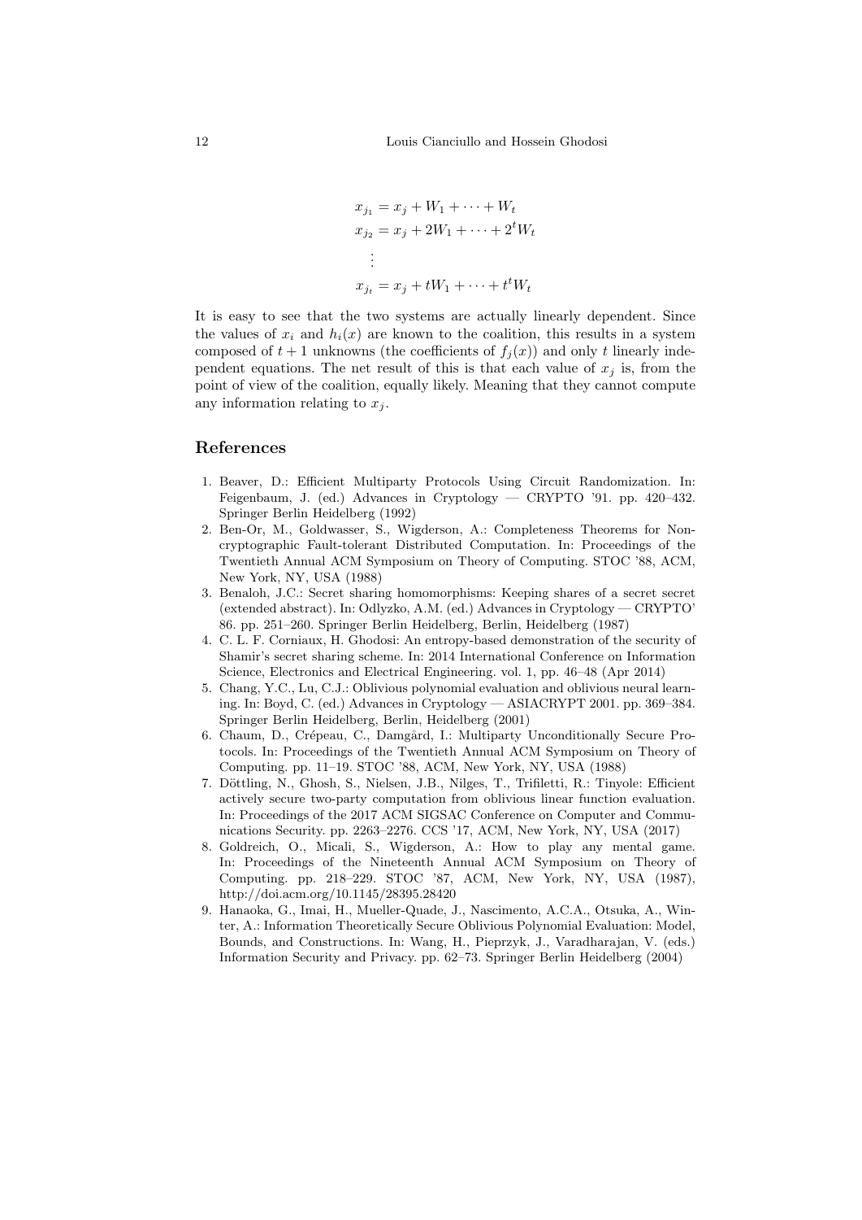$$
\begin{aligned}
x_{j_1} &= x_j + W_1 + \cdots + W_t \\
x_{j_2} &= x_j + 2W_1 + \cdots + 2^t W_t \\
&\vdots \\
x_{j_t} &= x_j + tW_1 + \cdots + t^t W_t
\end{aligned}
$$

It is easy to see that the two systems are actually linearly dependent. Since the values of $x_i$ and $h_i(x)$ are known to the coalition, this results in a system composed of $t+1$ unknowns (the coefficients of $f_j(x)$) and only $t$ linearly independent equations. The net result of this is that each value of $x_j$ is, from the point of view of the coalition, equally likely. Meaning that they cannot compute any information relating to $x_j$.

## References

1. Beaver, D.: Efficient Multiparty Protocols Using Circuit Randomization. In: Feigenbaum, J. (ed.) Advances in Cryptology — CRYPTO '91. pp. 420–432. Springer Berlin Heidelberg (1992)
2. Ben-Or, M., Goldwasser, S., Wigderson, A.: Completeness Theorems for Non-cryptographic Fault-tolerant Distributed Computation. In: Proceedings of the Twentieth Annual ACM Symposium on Theory of Computing. STOC '88, ACM, New York, NY, USA (1988)
3. Benaloh, J.C.: Secret sharing homomorphisms: Keeping shares of a secret secret (extended abstract). In: Odlyzko, A.M. (ed.) Advances in Cryptology — CRYPTO' 86. pp. 251–260. Springer Berlin Heidelberg, Berlin, Heidelberg (1987)
4. C. L. F. Corniaux, H. Ghodosi: An entropy-based demonstration of the security of Shamir's secret sharing scheme. In: 2014 International Conference on Information Science, Electronics and Electrical Engineering. vol. 1, pp. 46–48 (Apr 2014)
5. Chang, Y.C., Lu, C.J.: Oblivious polynomial evaluation and oblivious neural learning. In: Boyd, C. (ed.) Advances in Cryptology — ASIACRYPT 2001. pp. 369–384. Springer Berlin Heidelberg, Berlin, Heidelberg (2001)
6. Chaum, D., Crépeau, C., Damgård, I.: Multiparty Unconditionally Secure Protocols. In: Proceedings of the Twentieth Annual ACM Symposium on Theory of Computing. pp. 11–19. STOC '88, ACM, New York, NY, USA (1988)
7. Döttling, N., Ghosh, S., Nielsen, J.B., Nilges, T., Trifiletti, R.: Tinyole: Efficient actively secure two-party computation from oblivious linear function evaluation. In: Proceedings of the 2017 ACM SIGSAC Conference on Computer and Communications Security. pp. 2263–2276. CCS '17, ACM, New York, NY, USA (2017)
8. Goldreich, O., Micali, S., Wigderson, A.: How to play any mental game. In: Proceedings of the Nineteenth Annual ACM Symposium on Theory of Computing. pp. 218–229. STOC '87, ACM, New York, NY, USA (1987), http://doi.acm.org/10.1145/28395.28420
9. Hanaoka, G., Imai, H., Mueller-Quade, J., Nascimento, A.C.A., Otsuka, A., Winter, A.: Information Theoretically Secure Oblivious Polynomial Evaluation: Model, Bounds, and Constructions. In: Wang, H., Pieprzyk, J., Varadharajan, V. (eds.) Information Security and Privacy. pp. 62–73. Springer Berlin Heidelberg (2004)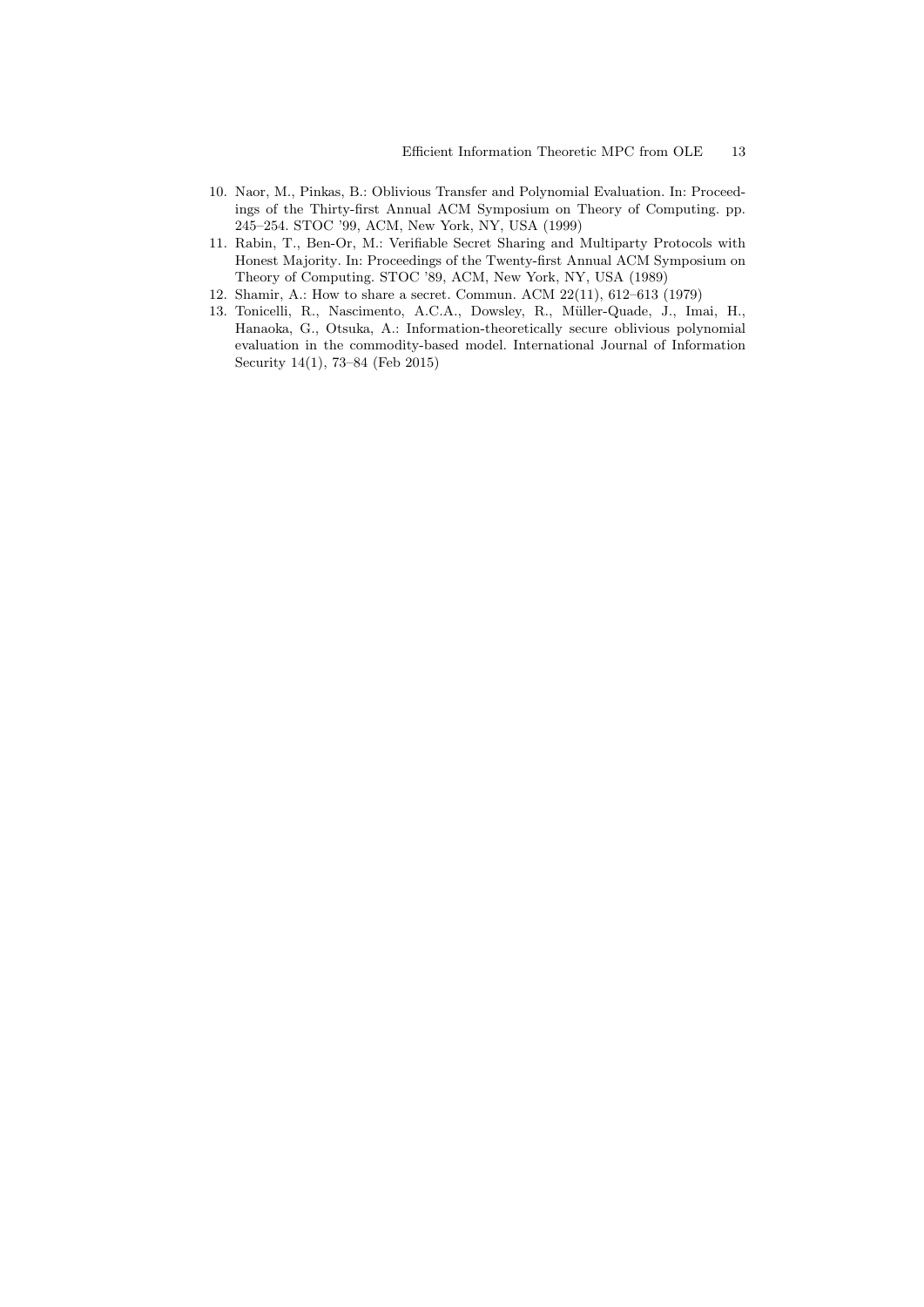10. Naor, M., Pinkas, B.: Oblivious Transfer and Polynomial Evaluation. In: Proceedings of the Thirty-first Annual ACM Symposium on Theory of Computing. pp. 245–254. STOC '99, ACM, New York, NY, USA (1999)
11. Rabin, T., Ben-Or, M.: Verifiable Secret Sharing and Multiparty Protocols with Honest Majority. In: Proceedings of the Twenty-first Annual ACM Symposium on Theory of Computing. STOC '89, ACM, New York, NY, USA (1989)
12. Shamir, A.: How to share a secret. Commun. ACM 22(11), 612–613 (1979)
13. Tonicelli, R., Nascimento, A.C.A., Dowsley, R., Müller-Quade, J., Imai, H., Hanaoka, G., Otsuka, A.: Information-theoretically secure oblivious polynomial evaluation in the commodity-based model. International Journal of Information Security 14(1), 73–84 (Feb 2015)